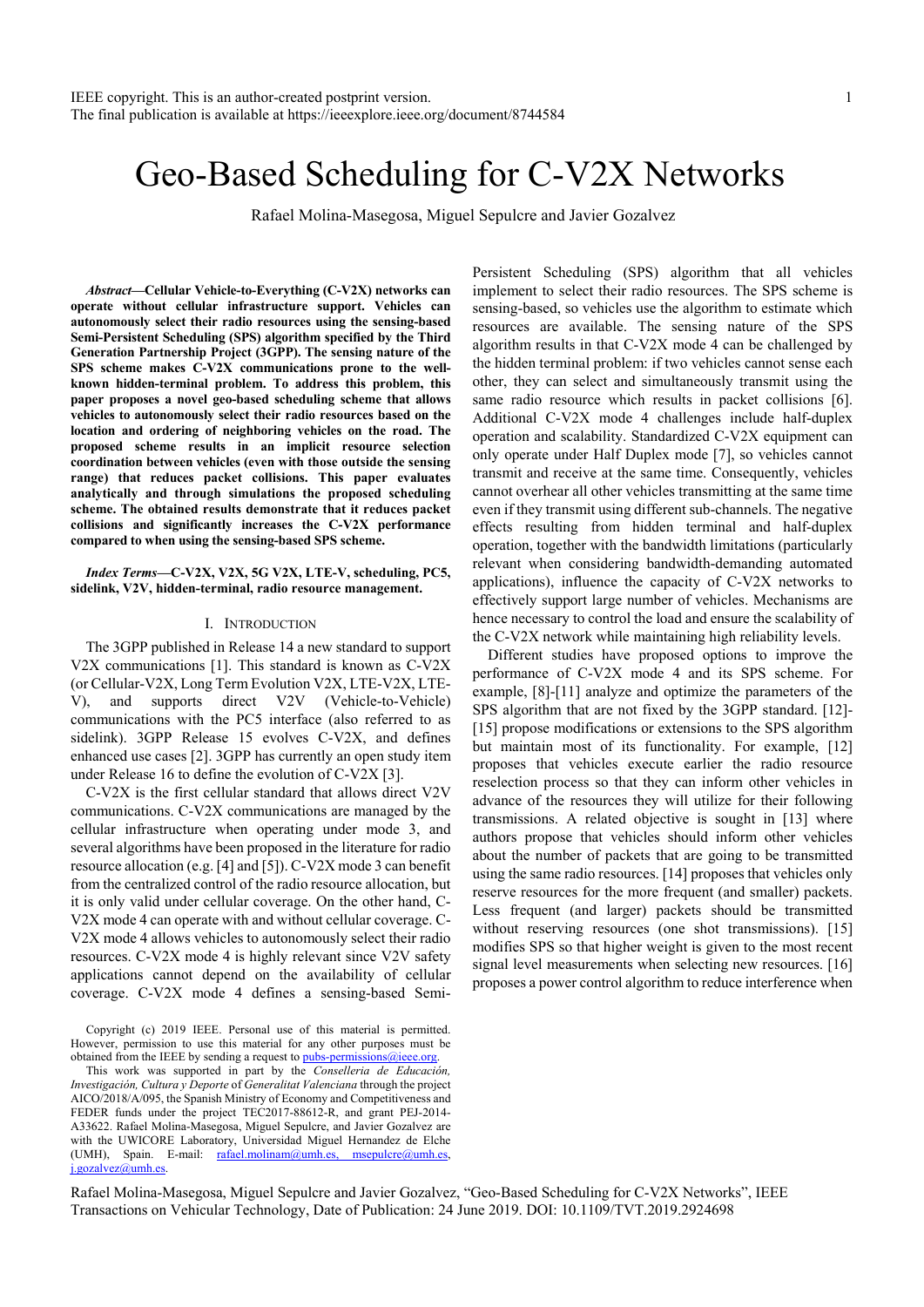IEEE copyright. This is an author-created postprint version.
The final publication is available at https://ieeexplore.ieee.org/document/8744584

# Geo-Based Scheduling for C-V2X Networks

Rafael Molina-Masegosa, Miguel Sepulcre and Javier Gozalvez

***Abstract*—Cellular Vehicle-to-Everything (C-V2X) networks can operate without cellular infrastructure support. Vehicles can autonomously select their radio resources using the sensing-based Semi-Persistent Scheduling (SPS) algorithm specified by the Third Generation Partnership Project (3GPP). The sensing nature of the SPS scheme makes C-V2X communications prone to the well-known hidden-terminal problem. To address this problem, this paper proposes a novel geo-based scheduling scheme that allows vehicles to autonomously select their radio resources based on the location and ordering of neighboring vehicles on the road. The proposed scheme results in an implicit resource selection coordination between vehicles (even with those outside the sensing range) that reduces packet collisions. This paper evaluates analytically and through simulations the proposed scheduling scheme. The obtained results demonstrate that it reduces packet collisions and significantly increases the C-V2X performance compared to when using the sensing-based SPS scheme.**

***Index Terms*—C-V2X, V2X, 5G V2X, LTE-V, scheduling, PC5, sidelink, V2V, hidden-terminal, radio resource management.**

## I. Introduction

The 3GPP published in Release 14 a new standard to support V2X communications [1]. This standard is known as C-V2X (or Cellular-V2X, Long Term Evolution V2X, LTE-V2X, LTE-V), and supports direct V2V (Vehicle-to-Vehicle) communications with the PC5 interface (also referred to as sidelink). 3GPP Release 15 evolves C-V2X, and defines enhanced use cases [2]. 3GPP has currently an open study item under Release 16 to define the evolution of C-V2X [3].

C-V2X is the first cellular standard that allows direct V2V communications. C-V2X communications are managed by the cellular infrastructure when operating under mode 3, and several algorithms have been proposed in the literature for radio resource allocation (e.g. [4] and [5]). C-V2X mode 3 can benefit from the centralized control of the radio resource allocation, but it is only valid under cellular coverage. On the other hand, C-V2X mode 4 can operate with and without cellular coverage. C-V2X mode 4 allows vehicles to autonomously select their radio resources. C-V2X mode 4 is highly relevant since V2V safety applications cannot depend on the availability of cellular coverage. C-V2X mode 4 defines a sensing-based Semi-Persistent Scheduling (SPS) algorithm that all vehicles implement to select their radio resources. The SPS scheme is sensing-based, so vehicles use the algorithm to estimate which resources are available. The sensing nature of the SPS algorithm results in that C-V2X mode 4 can be challenged by the hidden terminal problem: if two vehicles cannot sense each other, they can select and simultaneously transmit using the same radio resource which results in packet collisions [6]. Additional C-V2X mode 4 challenges include half-duplex operation and scalability. Standardized C-V2X equipment can only operate under Half Duplex mode [7], so vehicles cannot transmit and receive at the same time. Consequently, vehicles cannot overhear all other vehicles transmitting at the same time even if they transmit using different sub-channels. The negative effects resulting from hidden terminal and half-duplex operation, together with the bandwidth limitations (particularly relevant when considering bandwidth-demanding automated applications), influence the capacity of C-V2X networks to effectively support large number of vehicles. Mechanisms are hence necessary to control the load and ensure the scalability of the C-V2X network while maintaining high reliability levels.

Different studies have proposed options to improve the performance of C-V2X mode 4 and its SPS scheme. For example, [8]-[11] analyze and optimize the parameters of the SPS algorithm that are not fixed by the 3GPP standard. [12]-[15] propose modifications or extensions to the SPS algorithm but maintain most of its functionality. For example, [12] proposes that vehicles execute earlier the radio resource reselection process so that they can inform other vehicles in advance of the resources they will utilize for their following transmissions. A related objective is sought in [13] where authors propose that vehicles should inform other vehicles about the number of packets that are going to be transmitted using the same radio resources. [14] proposes that vehicles only reserve resources for the more frequent (and smaller) packets. Less frequent (and larger) packets should be transmitted without reserving resources (one shot transmissions). [15] modifies SPS so that higher weight is given to the most recent signal level measurements when selecting new resources. [16] proposes a power control algorithm to reduce interference when

Copyright (c) 2019 IEEE. Personal use of this material is permitted. However, permission to use this material for any other purposes must be obtained from the IEEE by sending a request to pubs-permissions@ieee.org.

This work was supported in part by the *Conselleria de Educación, Investigación, Cultura y Deporte* of *Generalitat Valenciana* through the project AICO/2018/A/095, the Spanish Ministry of Economy and Competitiveness and FEDER funds under the project TEC2017-88612-R, and grant PEJ-2014-A33622. Rafael Molina-Masegosa, Miguel Sepulcre, and Javier Gozalvez are with the UWICORE Laboratory, Universidad Miguel Hernandez de Elche (UMH), Spain. E-mail: rafael.molinam@umh.es, msepulcre@umh.es, j.gozalvez@umh.es.

Rafael Molina-Masegosa, Miguel Sepulcre and Javier Gozalvez, "Geo-Based Scheduling for C-V2X Networks", IEEE Transactions on Vehicular Technology, Date of Publication: 24 June 2019. DOI: 10.1109/TVT.2019.2924698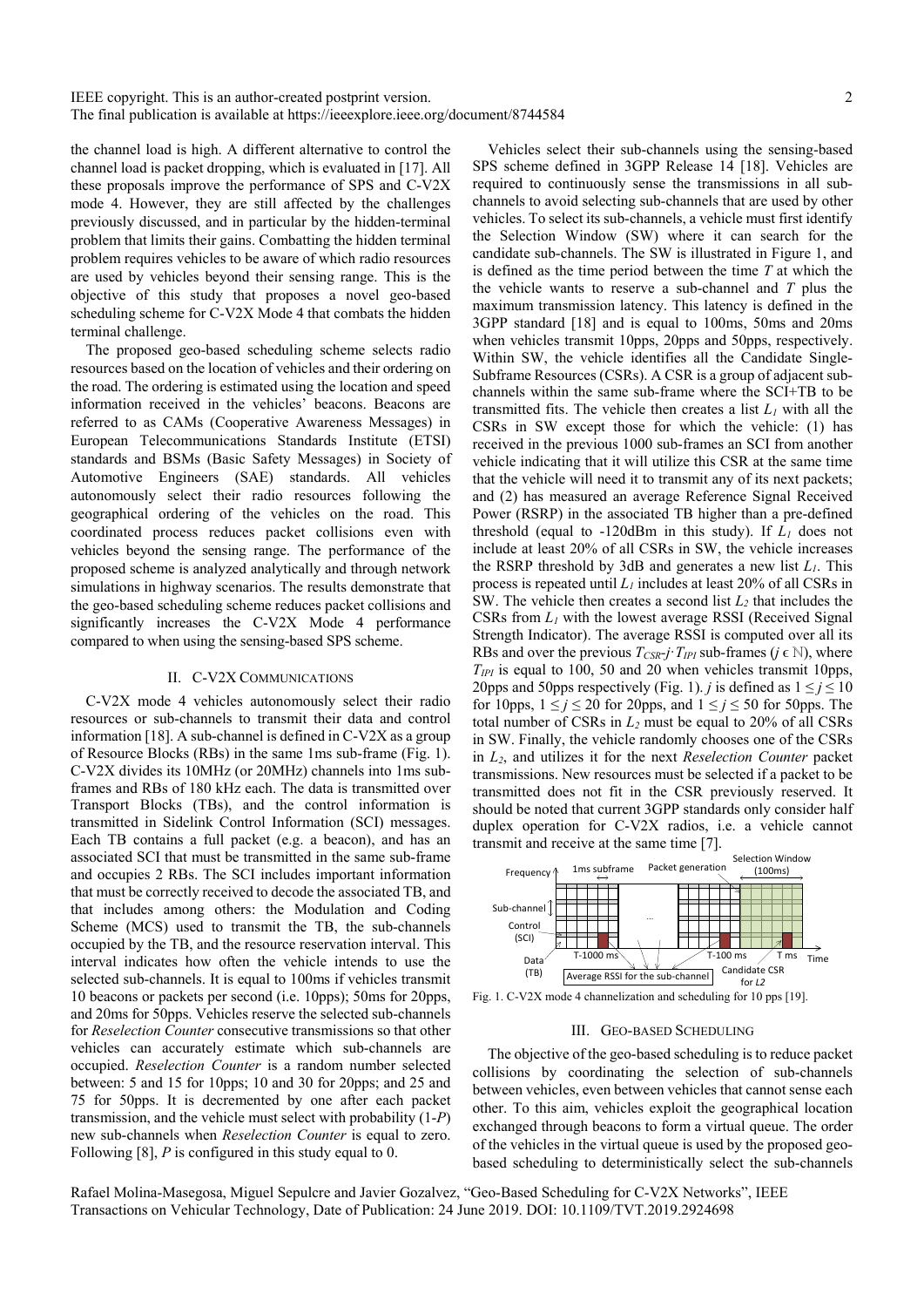the channel load is high. A different alternative to control the channel load is packet dropping, which is evaluated in [17]. All these proposals improve the performance of SPS and C-V2X mode 4. However, they are still affected by the challenges previously discussed, and in particular by the hidden-terminal problem that limits their gains. Combatting the hidden terminal problem requires vehicles to be aware of which radio resources are used by vehicles beyond their sensing range. This is the objective of this study that proposes a novel geo-based scheduling scheme for C-V2X Mode 4 that combats the hidden terminal challenge.

The proposed geo-based scheduling scheme selects radio resources based on the location of vehicles and their ordering on the road. The ordering is estimated using the location and speed information received in the vehicles' beacons. Beacons are referred to as CAMs (Cooperative Awareness Messages) in European Telecommunications Standards Institute (ETSI) standards and BSMs (Basic Safety Messages) in Society of Automotive Engineers (SAE) standards. All vehicles autonomously select their radio resources following the geographical ordering of the vehicles on the road. This coordinated process reduces packet collisions even with vehicles beyond the sensing range. The performance of the proposed scheme is analyzed analytically and through network simulations in highway scenarios. The results demonstrate that the geo-based scheduling scheme reduces packet collisions and significantly increases the C-V2X Mode 4 performance compared to when using the sensing-based SPS scheme.

## II. C-V2X Communications

C-V2X mode 4 vehicles autonomously select their radio resources or sub-channels to transmit their data and control information [18]. A sub-channel is defined in C-V2X as a group of Resource Blocks (RBs) in the same 1ms sub-frame (Fig. 1). C-V2X divides its 10MHz (or 20MHz) channels into 1ms sub-frames and RBs of 180 kHz each. The data is transmitted over Transport Blocks (TBs), and the control information is transmitted in Sidelink Control Information (SCI) messages. Each TB contains a full packet (e.g. a beacon), and has an associated SCI that must be transmitted in the same sub-frame and occupies 2 RBs. The SCI includes important information that must be correctly received to decode the associated TB, and that includes among others: the Modulation and Coding Scheme (MCS) used to transmit the TB, the sub-channels occupied by the TB, and the resource reservation interval. This interval indicates how often the vehicle intends to use the selected sub-channels. It is equal to 100ms if vehicles transmit 10 beacons or packets per second (i.e. 10pps); 50ms for 20pps, and 20ms for 50pps. Vehicles reserve the selected sub-channels for *Reselection Counter* consecutive transmissions so that other vehicles can accurately estimate which sub-channels are occupied. *Reselection Counter* is a random number selected between: 5 and 15 for 10pps; 10 and 30 for 20pps; and 25 and 75 for 50pps. It is decremented by one after each packet transmission, and the vehicle must select with probability (1-*P*) new sub-channels when *Reselection Counter* is equal to zero. Following [8], *P* is configured in this study equal to 0.

Vehicles select their sub-channels using the sensing-based SPS scheme defined in 3GPP Release 14 [18]. Vehicles are required to continuously sense the transmissions in all sub-channels to avoid selecting sub-channels that are used by other vehicles. To select its sub-channels, a vehicle must first identify the Selection Window (SW) where it can search for the candidate sub-channels. The SW is illustrated in Figure 1, and is defined as the time period between the time *T* at which the the vehicle wants to reserve a sub-channel and *T* plus the maximum transmission latency. This latency is defined in the 3GPP standard [18] and is equal to 100ms, 50ms and 20ms when vehicles transmit 10pps, 20pps and 50pps, respectively. Within SW, the vehicle identifies all the Candidate Single-Subframe Resources (CSRs). A CSR is a group of adjacent sub-channels within the same sub-frame where the SCI+TB to be transmitted fits. The vehicle then creates a list $L_1$ with all the CSRs in SW except those for which the vehicle: (1) has received in the previous 1000 sub-frames an SCI from another vehicle indicating that it will utilize this CSR at the same time that the vehicle will need it to transmit any of its next packets; and (2) has measured an average Reference Signal Received Power (RSRP) in the associated TB higher than a pre-defined threshold (equal to -120dBm in this study). If $L_1$ does not include at least 20% of all CSRs in SW, the vehicle increases the RSRP threshold by 3dB and generates a new list $L_1$. This process is repeated until $L_1$ includes at least 20% of all CSRs in SW. The vehicle then creates a second list $L_2$ that includes the CSRs from $L_1$ with the lowest average RSSI (Received Signal Strength Indicator). The average RSSI is computed over all its RBs and over the previous $T_{CSR}$-$j \cdot T_{IPI}$ sub-frames ($j \in \mathbb{N}$), where $T_{IPI}$ is equal to 100, 50 and 20 when vehicles transmit 10pps, 20pps and 50pps respectively (Fig. 1). *j* is defined as $1 \leq j \leq 10$ for 10pps, $1 \leq j \leq 20$ for 20pps, and $1 \leq j \leq 50$ for 50pps. The total number of CSRs in $L_2$ must be equal to 20% of all CSRs in SW. Finally, the vehicle randomly chooses one of the CSRs in $L_2$, and utilizes it for the next *Reselection Counter* packet transmissions. New resources must be selected if a packet to be transmitted does not fit in the CSR previously reserved. It should be noted that current 3GPP standards only consider half duplex operation for C-V2X radios, i.e. a vehicle cannot transmit and receive at the same time [7].

Fig. 1. C-V2X mode 4 channelization and scheduling for 10 pps [19].

## III. Geo-Based Scheduling

The objective of the geo-based scheduling is to reduce packet collisions by coordinating the selection of sub-channels between vehicles, even between vehicles that cannot sense each other. To this aim, vehicles exploit the geographical location exchanged through beacons to form a virtual queue. The order of the vehicles in the virtual queue is used by the proposed geo-based scheduling to deterministically select the sub-channels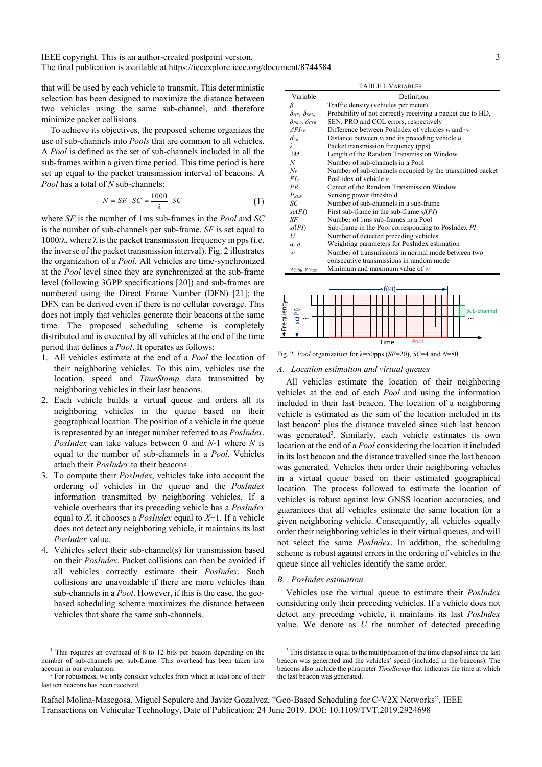that will be used by each vehicle to transmit. This deterministic selection has been designed to maximize the distance between two vehicles using the same sub-channel, and therefore minimize packet collisions.

To achieve its objectives, the proposed scheme organizes the use of sub-channels into *Pools* that are common to all vehicles. A *Pool* is defined as the set of sub-channels included in all the sub-frames within a given time period. This time period is here set up equal to the packet transmission interval of beacons. A *Pool* has a total of *N* sub-channels:

$$N = SF \cdot SC = \frac{1000}{\lambda} \cdot SC \qquad (1)$$

where *SF* is the number of 1ms sub-frames in the *Pool* and *SC* is the number of sub-channels per sub-frame. *SF* is set equal to 1000/λ, where λ is the packet transmission frequency in pps (i.e. the inverse of the packet transmission interval). Fig. 2 illustrates the organization of a *Pool*. All vehicles are time-synchronized at the *Pool* level since they are synchronized at the sub-frame level (following 3GPP specifications [20]) and sub-frames are numbered using the Direct Frame Number (DFN) [21]; the DFN can be derived even if there is no cellular coverage. This does not imply that vehicles generate their beacons at the same time. The proposed scheduling scheme is completely distributed and is executed by all vehicles at the end of the time period that defines a *Pool*. It operates as follows:

1. All vehicles estimate at the end of a *Pool* the location of their neighboring vehicles. To this aim, vehicles use the location, speed and *TimeStamp* data transmitted by neighboring vehicles in their last beacons.
2. Each vehicle builds a virtual queue and orders all its neighboring vehicles in the queue based on their geographical location. The position of a vehicle in the queue is represented by an integer number referred to as *PosIndex*. *PosIndex* can take values between 0 and *N*-1 where *N* is equal to the number of sub-channels in a *Pool*. Vehicles attach their *PosIndex* to their beacons[1].
3. To compute their *PosIndex*, vehicles take into account the ordering of vehicles in the queue and the *PosIndex* information transmitted by neighboring vehicles. If a vehicle overhears that its preceding vehicle has a *PosIndex* equal to *X*, it chooses a *PosIndex* equal to *X*+1. If a vehicle does not detect any neighboring vehicle, it maintains its last *PosIndex* value.
4. Vehicles select their sub-channel(s) for transmission based on their *PosIndex*. Packet collisions can then be avoided if all vehicles correctly estimate their *PosIndex*. Such collisions are unavoidable if there are more vehicles than sub-channels in a *Pool*. However, if this is the case, the geo-based scheduling scheme maximizes the distance between vehicles that share the same sub-channel.

TABLE I. VARIABLES

| Variable | Definition |
|---|---|
| $\beta$ | Traffic density (vehicles per meter) |
| $\delta_{HD}$, $\delta_{SEN}$, $\delta_{PRO}$, $\delta_{COL}$ | Probability of not correctly receiving a packet due to HD, SEN, PRO and COL errors, respectively |
| $\Delta PI_{t,r}$ | Difference between PosIndex of vehicles $v_t$ and $v_r$ |
| $d_{t,u}$ | Distance between $v_t$ and its preceding vehicle $u$ |
| $\lambda$ | Packet transmission frequency (pps) |
| $2M$ | Length of the Random Transmission Window |
| $N$ | Number of sub-channels in a Pool |
| $N_P$ | Number of sub-channels occupied by the transmitted packet |
| $PI_u$ | PosIndex of vehicle $u$ |
| $PR$ | Center of the Random Transmission Window |
| $P_{SEN}$ | Sensing power threshold |
| $SC$ | Number of sub-channels in a sub-frame |
| $sc(PI)$ | First sub-frame in the sub-frame $sf(PI)$ |
| $SF$ | Number of 1ms sub-frames in a Pool |
| $sf(PI)$ | Sub-frame in the Pool corresponding to PosIndex $PI$ |
| $U$ | Number of detected preceding vehicles |
| $\mu$, $\eta$ | Weighting parameters for PosIndex estimation |
| $w$ | Number of transmissions in normal mode between two consecutive transmissions in random mode |
| $w_{min}$, $w_{max}$ | Minimum and maximum value of $w$ |

Fig. 2. *Pool* organization for λ=50pps (*SF*=20), *SC*=4 and *N*=80.

### A. Location estimation and virtual queues

All vehicles estimate the location of their neighboring vehicles at the end of each *Pool* and using the information included in their last beacon. The location of a neighboring vehicle is estimated as the sum of the location included in its last beacon[2] plus the distance traveled since such last beacon was generated[3]. Similarly, each vehicle estimates its own location at the end of a *Pool* considering the location it included in its last beacon and the distance travelled since the last beacon was generated. Vehicles then order their neighboring vehicles in a virtual queue based on their estimated geographical location. The process followed to estimate the location of vehicles is robust against low GNSS location accuracies, and guarantees that all vehicles estimate the same location for a given neighboring vehicle. Consequently, all vehicles equally order their neighboring vehicles in their virtual queues, and will not select the same *PosIndex*. In addition, the scheduling scheme is robust against errors in the ordering of vehicles in the queue since all vehicles identify the same order.

### B. PosIndex estimation

Vehicles use the virtual queue to estimate their *PosIndex* considering only their preceding vehicles. If a vehicle does not detect any preceding vehicle, it maintains its last *PosIndex* value. We denote as *U* the number of detected preceding

[1] This requires an overhead of 8 to 12 bits per beacon depending on the number of sub-channels per sub-frame. This overhead has been taken into account in our evaluation.

[2] For robustness, we only consider vehicles from which at least one of their last ten beacons has been received.

[3] This distance is equal to the multiplication of the time elapsed since the last beacon was generated and the vehicles' speed (included in the beacons). The beacons also include the parameter *TimeStamp* that indicates the time at which the last beacon was generated.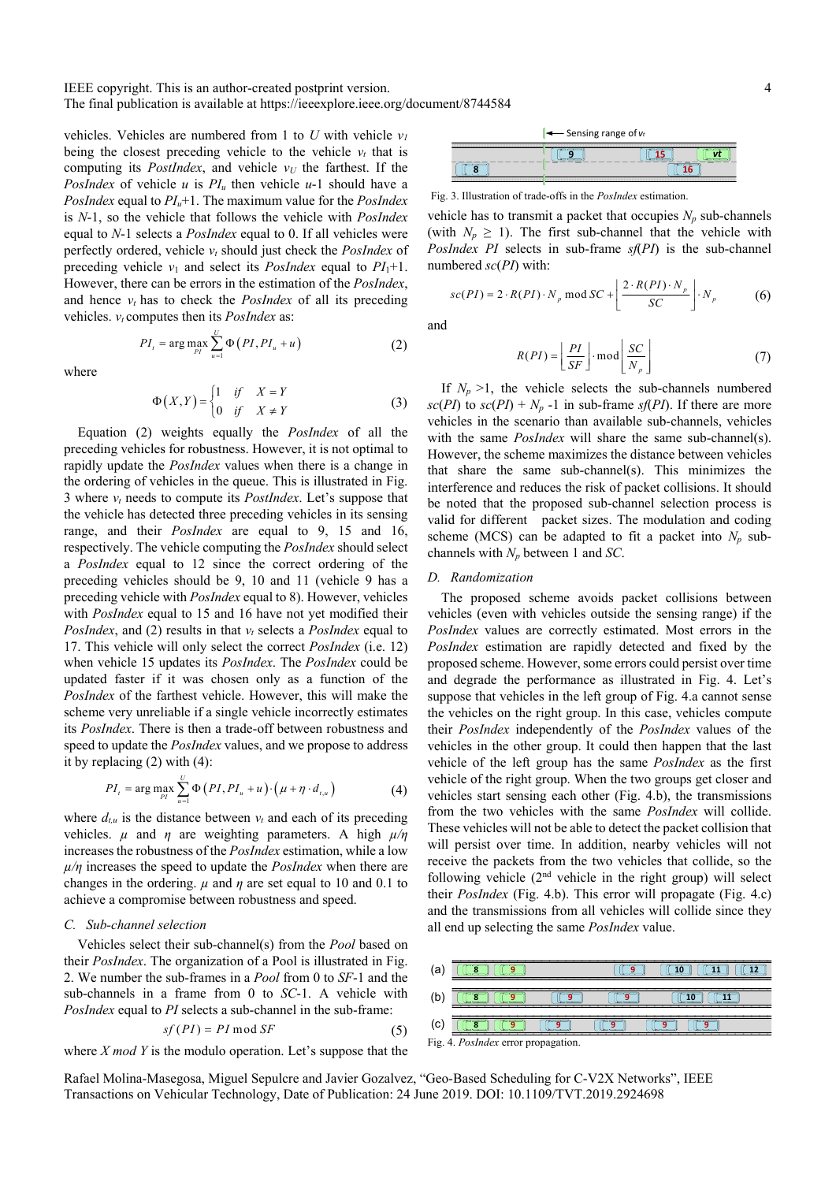vehicles. Vehicles are numbered from 1 to $U$ with vehicle $v_1$ being the closest preceding vehicle to the vehicle $v_t$ that is computing its *PostIndex*, and vehicle $v_U$ the farthest. If the *PosIndex* of vehicle $u$ is $PI_u$ then vehicle $u$-1 should have a *PosIndex* equal to $PI_u$+1. The maximum value for the *PosIndex* is $N$-1, so the vehicle that follows the vehicle with *PosIndex* equal to $N$-1 selects a *PosIndex* equal to 0. If all vehicles were perfectly ordered, vehicle $v_t$ should just check the *PosIndex* of preceding vehicle $v_1$ and select its *PosIndex* equal to $PI_1$+1. However, there can be errors in the estimation of the *PosIndex*, and hence $v_t$ has to check the *PosIndex* of all its preceding vehicles. $v_t$ computes then its *PosIndex* as:

$$PI_t = \arg\max_{PI} \sum_{u=1}^{U} \Phi\left(PI, PI_u + u\right) \tag{2}$$

where

$$\Phi\left(X,Y\right) = \begin{cases} 1 & if \quad X = Y \\ 0 & if \quad X \neq Y \end{cases} \tag{3}$$

Equation (2) weights equally the *PosIndex* of all the preceding vehicles for robustness. However, it is not optimal to rapidly update the *PosIndex* values when there is a change in the ordering of vehicles in the queue. This is illustrated in Fig. 3 where $v_t$ needs to compute its *PostIndex*. Let's suppose that the vehicle has detected three preceding vehicles in its sensing range, and their *PosIndex* are equal to 9, 15 and 16, respectively. The vehicle computing the *PosIndex* should select a *PosIndex* equal to 12 since the correct ordering of the preceding vehicles should be 9, 10 and 11 (vehicle 9 has a preceding vehicle with *PosIndex* equal to 8). However, vehicles with *PosIndex* equal to 15 and 16 have not yet modified their *PosIndex*, and (2) results in that $v_t$ selects a *PosIndex* equal to 17. This vehicle will only select the correct *PosIndex* (i.e. 12) when vehicle 15 updates its *PosIndex*. The *PosIndex* could be updated faster if it was chosen only as a function of the *PosIndex* of the farthest vehicle. However, this will make the scheme very unreliable if a single vehicle incorrectly estimates its *PosIndex*. There is then a trade-off between robustness and speed to update the *PosIndex* values, and we propose to address it by replacing (2) with (4):

$$PI_t = \arg\max_{PI} \sum_{u=1}^{U} \Phi\left(PI, PI_u + u\right) \cdot \left(\mu + \eta \cdot d_{t,u}\right) \tag{4}$$

where $d_{t,u}$ is the distance between $v_t$ and each of its preceding vehicles. $\mu$ and $\eta$ are weighting parameters. A high $\mu/\eta$ increases the robustness of the *PosIndex* estimation, while a low $\mu/\eta$ increases the speed to update the *PosIndex* when there are changes in the ordering. $\mu$ and $\eta$ are set equal to 10 and 0.1 to achieve a compromise between robustness and speed.

## C. Sub-channel selection

Vehicles select their sub-channel(s) from the *Pool* based on their *PosIndex*. The organization of a Pool is illustrated in Fig. 2. We number the sub-frames in a *Pool* from 0 to *SF*-1 and the sub-channels in a frame from 0 to *SC*-1. A vehicle with *PosIndex* equal to *PI* selects a sub-channel in the sub-frame:

$$sf\left(PI\right) = PI \bmod SF \tag{5}$$

where $X$ *mod* $Y$ is the modulo operation. Let's suppose that the vehicle has to transmit a packet that occupies $N_p$ sub-channels (with $N_p \geq 1$). The first sub-channel that the vehicle with *PosIndex PI* selects in sub-frame *sf*(*PI*) is the sub-channel numbered *sc*(*PI*) with:

Fig. 3. Illustration of trade-offs in the *PosIndex* estimation.

$$sc(PI) = 2 \cdot R(PI) \cdot N_p \bmod SC + \left\lfloor \frac{2 \cdot R(PI) \cdot N_p}{SC} \right\rfloor \cdot N_p \tag{6}$$

and

$$R(PI) = \left\lfloor \frac{PI}{SF} \right\rfloor \bmod \left\lfloor \frac{SC}{N_p} \right\rfloor \tag{7}$$

If $N_p > 1$, the vehicle selects the sub-channels numbered *sc*(*PI*) to *sc*(*PI*) + $N_p$ -1 in sub-frame *sf*(*PI*). If there are more vehicles in the scenario than available sub-channels, vehicles with the same *PosIndex* will share the same sub-channel(s). However, the scheme maximizes the distance between vehicles that share the same sub-channel(s). This minimizes the interference and reduces the risk of packet collisions. It should be noted that the proposed sub-channel selection process is valid for different packet sizes. The modulation and coding scheme (MCS) can be adapted to fit a packet into $N_p$ sub-channels with $N_p$ between 1 and *SC*.

## D. Randomization

The proposed scheme avoids packet collisions between vehicles (even with vehicles outside the sensing range) if the *PosIndex* values are correctly estimated. Most errors in the *PosIndex* estimation are rapidly detected and fixed by the proposed scheme. However, some errors could persist over time and degrade the performance as illustrated in Fig. 4. Let's suppose that vehicles in the left group of Fig. 4.a cannot sense the vehicles on the right group. In this case, vehicles compute their *PosIndex* independently of the *PosIndex* values of the vehicles in the other group. It could then happen that the last vehicle of the left group has the same *PosIndex* as the first vehicle of the right group. When the two groups get closer and vehicles start sensing each other (Fig. 4.b), the transmissions from the two vehicles with the same *PosIndex* will collide. These vehicles will not be able to detect the packet collision that will persist over time. In addition, nearby vehicles will not receive the packets from the two vehicles that collide, so the following vehicle (2nd vehicle in the right group) will select their *PosIndex* (Fig. 4.b). This error will propagate (Fig. 4.c) and the transmissions from all vehicles will collide since they all end up selecting the same *PosIndex* value.

Fig. 4. *PosIndex* error propagation.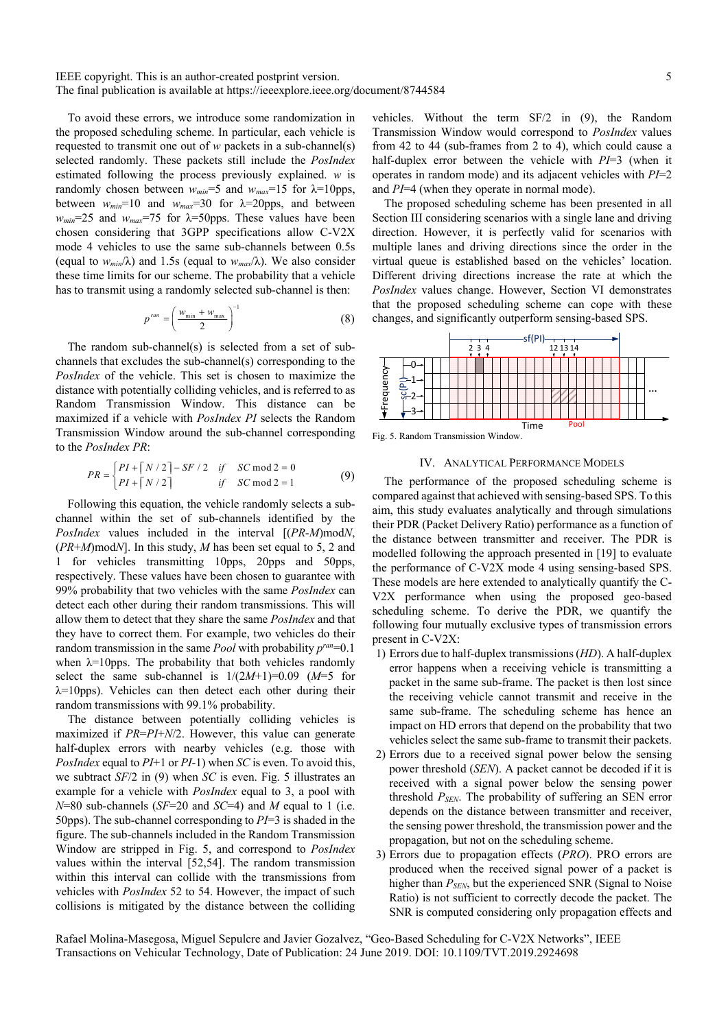To avoid these errors, we introduce some randomization in the proposed scheduling scheme. In particular, each vehicle is requested to transmit one out of $w$ packets in a sub-channel(s) selected randomly. These packets still include the *PosIndex* estimated following the process previously explained. $w$ is randomly chosen between $w_{min}$=5 and $w_{max}$=15 for λ=10pps, between $w_{min}$=10 and $w_{max}$=30 for λ=20pps, and between $w_{min}$=25 and $w_{max}$=75 for λ=50pps. These values have been chosen considering that 3GPP specifications allow C-V2X mode 4 vehicles to use the same sub-channels between 0.5s (equal to $w_{min}/\lambda$) and 1.5s (equal to $w_{max}/\lambda$). We also consider these time limits for our scheme. The probability that a vehicle has to transmit using a randomly selected sub-channel is then:

$$p^{ran} = \left( \frac{w_{\min} + w_{\max}}{2} \right)^{-1} \tag{8}$$

The random sub-channel(s) is selected from a set of sub-channels that excludes the sub-channel(s) corresponding to the *PosIndex* of the vehicle. This set is chosen to maximize the distance with potentially colliding vehicles, and is referred to as Random Transmission Window. This distance can be maximized if a vehicle with *PosIndex PI* selects the Random Transmission Window around the sub-channel corresponding to the *PosIndex PR*:

$$PR = \begin{cases} PI + \lceil N/2 \rceil - SF/2 & if \quad SC \bmod 2 = 0 \\ PI + \lceil N/2 \rceil & if \quad SC \bmod 2 = 1 \end{cases} \tag{9}$$

Following this equation, the vehicle randomly selects a sub-channel within the set of sub-channels identified by the *PosIndex* values included in the interval [($PR$-$M$)mod$N$, ($PR$+$M$)mod$N$]. In this study, $M$ has been set equal to 5, 2 and 1 for vehicles transmitting 10pps, 20pps and 50pps, respectively. These values have been chosen to guarantee with 99% probability that two vehicles with the same *PosIndex* can detect each other during their random transmissions. This will allow them to detect that they share the same *PosIndex* and that they have to correct them. For example, two vehicles do their random transmission in the same *Pool* with probability $p^{ran}$=0.1 when λ=10pps. The probability that both vehicles randomly select the same sub-channel is $1/(2M+1)$=0.09 ($M$=5 for λ=10pps). Vehicles can then detect each other during their random transmissions with 99.1% probability.

The distance between potentially colliding vehicles is maximized if $PR$=$PI$+$N$/2. However, this value can generate half-duplex errors with nearby vehicles (e.g. those with *PosIndex* equal to $PI$+1 or $PI$-1) when $SC$ is even. To avoid this, we subtract $SF$/2 in (9) when $SC$ is even. Fig. 5 illustrates an example for a vehicle with *PosIndex* equal to 3, a pool with $N$=80 sub-channels ($SF$=20 and $SC$=4) and $M$ equal to 1 (i.e. 50pps). The sub-channel corresponding to $PI$=3 is shaded in the figure. The sub-channels included in the Random Transmission Window are stripped in Fig. 5, and correspond to *PosIndex* values within the interval [52,54]. The random transmission within this interval can collide with the transmissions from vehicles with *PosIndex* 52 to 54. However, the impact of such collisions is mitigated by the distance between the colliding vehicles. Without the term $SF$/2 in (9), the Random Transmission Window would correspond to *PosIndex* values from 42 to 44 (sub-frames from 2 to 4), which could cause a half-duplex error between the vehicle with $PI$=3 (when it operates in random mode) and its adjacent vehicles with $PI$=2 and $PI$=4 (when they operate in normal mode).

The proposed scheduling scheme has been presented in all Section III considering scenarios with a single lane and driving direction. However, it is perfectly valid for scenarios with multiple lanes and driving directions since the order in the virtual queue is established based on the vehicles' location. Different driving directions increase the rate at which the *PosIndex* values change. However, Section VI demonstrates that the proposed scheduling scheme can cope with these changes, and significantly outperform sensing-based SPS.

Fig. 5. Random Transmission Window.

## IV. Analytical Performance Models

The performance of the proposed scheduling scheme is compared against that achieved with sensing-based SPS. To this aim, this study evaluates analytically and through simulations their PDR (Packet Delivery Ratio) performance as a function of the distance between transmitter and receiver. The PDR is modelled following the approach presented in [19] to evaluate the performance of C-V2X mode 4 using sensing-based SPS. These models are here extended to analytically quantify the C-V2X performance when using the proposed geo-based scheduling scheme. To derive the PDR, we quantify the following four mutually exclusive types of transmission errors present in C-V2X:

1) Errors due to half-duplex transmissions (*HD*). A half-duplex error happens when a receiving vehicle is transmitting a packet in the same sub-frame. The packet is then lost since the receiving vehicle cannot transmit and receive in the same sub-frame. The scheduling scheme has hence an impact on HD errors that depend on the probability that two vehicles select the same sub-frame to transmit their packets.
2) Errors due to a received signal power below the sensing power threshold (*SEN*). A packet cannot be decoded if it is received with a signal power below the sensing power threshold $P_{SEN}$. The probability of suffering an SEN error depends on the distance between transmitter and receiver, the sensing power threshold, the transmission power and the propagation, but not on the scheduling scheme.
3) Errors due to propagation effects (*PRO*). PRO errors are produced when the received signal power of a packet is higher than $P_{SEN}$, but the experienced SNR (Signal to Noise Ratio) is not sufficient to correctly decode the packet. The SNR is computed considering only propagation effects and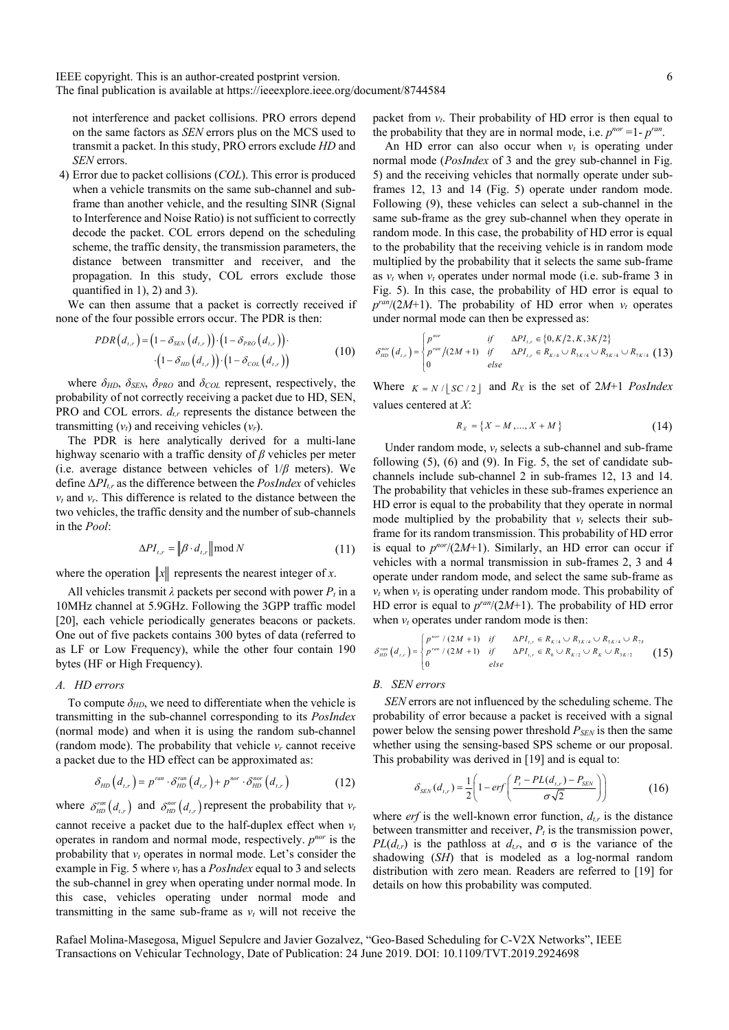not interference and packet collisions. PRO errors depend on the same factors as *SEN* errors plus on the MCS used to transmit a packet. In this study, PRO errors exclude *HD* and *SEN* errors.

4) Error due to packet collisions (*COL*). This error is produced when a vehicle transmits on the same sub-channel and sub-frame than another vehicle, and the resulting SINR (Signal to Interference and Noise Ratio) is not sufficient to correctly decode the packet. COL errors depend on the scheduling scheme, the traffic density, the transmission parameters, the distance between transmitter and receiver, and the propagation. In this study, COL errors exclude those quantified in 1), 2) and 3).

We can then assume that a packet is correctly received if none of the four possible errors occur. The PDR is then:

$$PDR\left(d_{t,r}\right)=\left(1-\delta_{SEN}\left(d_{t,r}\right)\right)\cdot\left(1-\delta_{PRO}\left(d_{t,r}\right)\right)\cdot \\ \cdot\left(1-\delta_{HD}\left(d_{t,r}\right)\right)\cdot\left(1-\delta_{COL}\left(d_{t,r}\right)\right) \tag{10}$$

where $\delta_{HD}$, $\delta_{SEN}$, $\delta_{PRO}$ and $\delta_{COL}$ represent, respectively, the probability of not correctly receiving a packet due to HD, SEN, PRO and COL errors. $d_{t,r}$ represents the distance between the transmitting ($v_t$) and receiving vehicles ($v_r$).

The PDR is here analytically derived for a multi-lane highway scenario with a traffic density of $\beta$ vehicles per meter (i.e. average distance between vehicles of $1/\beta$ meters). We define $\Delta PI_{t,r}$ as the difference between the *PosIndex* of vehicles $v_t$ and $v_r$. This difference is related to the distance between the two vehicles, the traffic density and the number of sub-channels in the *Pool*:

$$\Delta PI_{t,r}=\left\|\beta\cdot d_{t,r}\right\| \bmod N \tag{11}$$

where the operation $\|x\|$ represents the nearest integer of $x$.

All vehicles transmit $\lambda$ packets per second with power $P_t$ in a 10MHz channel at 5.9GHz. Following the 3GPP traffic model [20], each vehicle periodically generates beacons or packets. One out of five packets contains 300 bytes of data (referred to as LF or Low Frequency), while the other four contain 190 bytes (HF or High Frequency).

### A. HD errors

To compute $\delta_{HD}$, we need to differentiate when the vehicle is transmitting in the sub-channel corresponding to its *PosIndex* (normal mode) and when it is using the random sub-channel (random mode). The probability that vehicle $v_r$ cannot receive a packet due to the HD effect can be approximated as:

$$\delta_{HD}\left(d_{t,r}\right)=p^{ran}\cdot\delta_{HD}^{ran}\left(d_{t,r}\right)+p^{nor}\cdot\delta_{HD}^{nor}\left(d_{t,r}\right) \tag{12}$$

where $\delta_{HD}^{ran}\left(d_{t,r}\right)$ and $\delta_{HD}^{nor}\left(d_{t,r}\right)$ represent the probability that $v_r$ cannot receive a packet due to the half-duplex effect when $v_t$ operates in random and normal mode, respectively. $p^{nor}$ is the probability that $v_t$ operates in normal mode. Let's consider the example in Fig. 5 where $v_t$ has a *PosIndex* equal to 3 and selects the sub-channel in grey when operating under normal mode. In this case, vehicles operating under normal mode and transmitting in the same sub-frame as $v_t$ will not receive the packet from $v_t$. Their probability of HD error is then equal to the probability that they are in normal mode, i.e. $p^{nor}=1-p^{ran}$.

An HD error can also occur when $v_t$ is operating under normal mode (*PosIndex* of 3 and the grey sub-channel in Fig. 5) and the receiving vehicles that normally operate under sub-frames 12, 13 and 14 (Fig. 5) operate under random mode. Following (9), these vehicles can select a sub-channel in the same sub-frame as the grey sub-channel when they operate in random mode. In this case, the probability of HD error is equal to the probability that the receiving vehicle is in random mode multiplied by the probability that it selects the same sub-frame as $v_t$ when $v_t$ operates under normal mode (i.e. sub-frame 3 in Fig. 5). In this case, the probability of HD error is equal to $p^{ran}/(2M+1)$. The probability of HD error when $v_t$ operates under normal mode can then be expressed as:

$$\delta_{HD}^{nor}\left(d_{t,r}\right)=\begin{cases}p^{nor} & if \quad \Delta PI_{t,r}\in\{0,K/2,K,3K/2\}\\ p^{ran}/(2M+1) & if \quad \Delta PI_{t,r}\in R_{K/4}\cup R_{3K/4}\cup R_{5K/4}\cup R_{7K/4}\\ 0 & else\end{cases} \tag{13}$$

Where $K=N/\lfloor SC/2\rfloor$ and $R_X$ is the set of $2M+1$ *PosIndex* values centered at $X$:

$$R_X=\{X-M,...,X+M\} \tag{14}$$

Under random mode, $v_t$ selects a sub-channel and sub-frame following (5), (6) and (9). In Fig. 5, the set of candidate sub-channels include sub-channel 2 in sub-frames 12, 13 and 14. The probability that vehicles in these sub-frames experience an HD error is equal to the probability that they operate in normal mode multiplied by the probability that $v_t$ selects their sub-frame for its random transmission. This probability of HD error is equal to $p^{nor}/(2M+1)$. Similarly, an HD error can occur if vehicles with a normal transmission in sub-frames 2, 3 and 4 operate under random mode, and select the same sub-frame as $v_t$ when $v_t$ is operating under random mode. This probability of HD error is equal to $p^{ran}/(2M+1)$. The probability of HD error when $v_t$ operates under random mode is then:

$$\delta_{HD}^{ran}\left(d_{t,r}\right)=\begin{cases}p^{nor}/(2M+1) & if \quad \Delta PI_{t,r}\in R_{K/4}\cup R_{3K/4}\cup R_{5K/4}\cup R_{7K/4}\\ p^{ran}/(2M+1) & if \quad \Delta PI_{t,r}\in R_{0}\cup R_{K/2}\cup R_{K}\cup R_{3K/2}\\ 0 & else\end{cases} \tag{15}$$

### B. SEN errors

*SEN* errors are not influenced by the scheduling scheme. The probability of error because a packet is received with a signal power below the sensing power threshold $P_{SEN}$ is then the same whether using the sensing-based SPS scheme or our proposal. This probability was derived in [19] and is equal to:

$$\delta_{SEN}(d_{t,r})=\frac{1}{2}\left(1-erf\left(\frac{P_t-PL(d_{t,r})-P_{SEN}}{\sigma\sqrt{2}}\right)\right) \tag{16}$$

where *erf* is the well-known error function, $d_{t,r}$ is the distance between transmitter and receiver, $P_t$ is the transmission power, $PL(d_{t,r})$ is the pathloss at $d_{t,r}$, and σ is the variance of the shadowing (*SH*) that is modeled as a log-normal random distribution with zero mean. Readers are referred to [19] for details on how this probability was computed.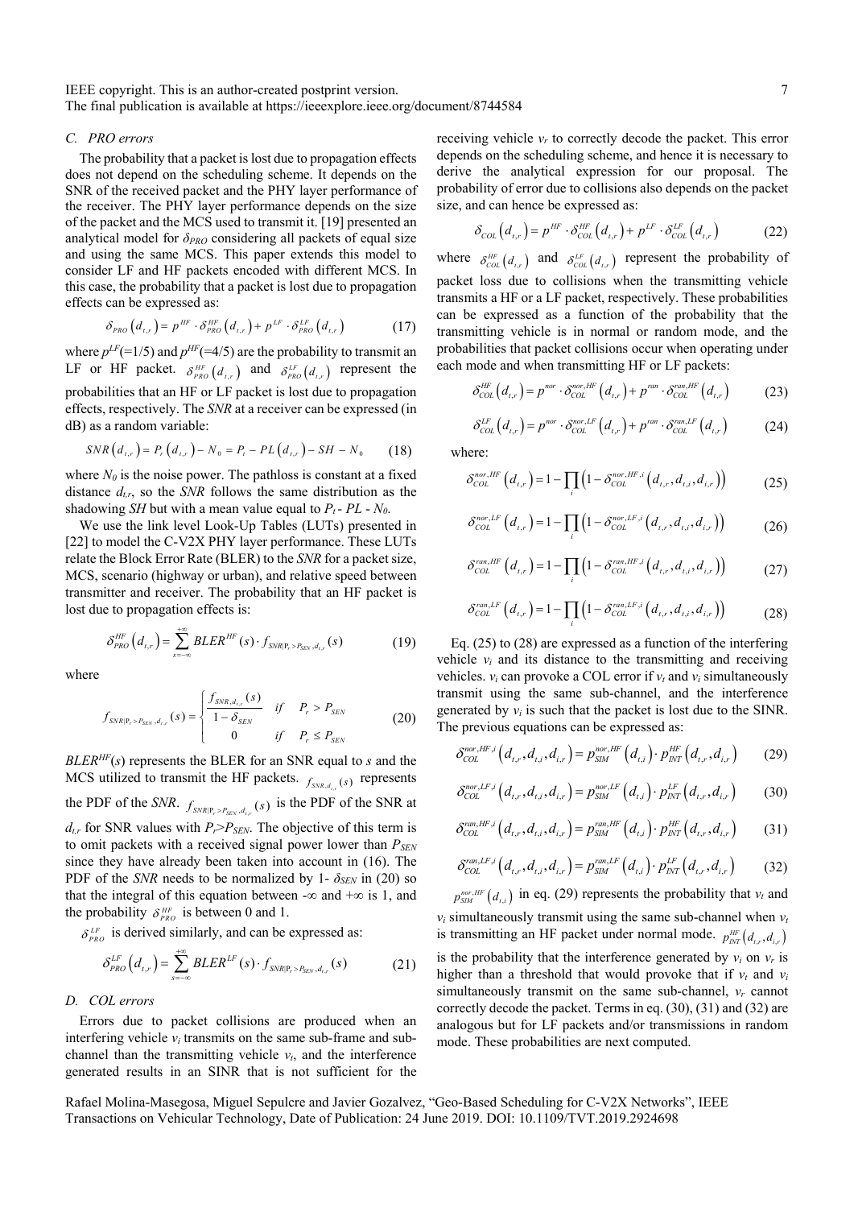### C. PRO errors

The probability that a packet is lost due to propagation effects does not depend on the scheduling scheme. It depends on the SNR of the received packet and the PHY layer performance of the receiver. The PHY layer performance depends on the size of the packet and the MCS used to transmit it. [19] presented an analytical model for $\delta_{PRO}$ considering all packets of equal size and using the same MCS. This paper extends this model to consider LF and HF packets encoded with different MCS. In this case, the probability that a packet is lost due to propagation effects can be expressed as:

$$\delta_{PRO}\left(d_{t,r}\right) = p^{HF} \cdot \delta_{PRO}^{HF}\left(d_{t,r}\right) + p^{LF} \cdot \delta_{PRO}^{LF}\left(d_{t,r}\right) \tag{17}$$

where $p^{LF}$(=1/5) and $p^{HF}$(=4/5) are the probability to transmit an LF or HF packet. $\delta_{PRO}^{HF}\left(d_{t,r}\right)$ and $\delta_{PRO}^{LF}\left(d_{t,r}\right)$ represent the probabilities that an HF or LF packet is lost due to propagation effects, respectively. The *SNR* at a receiver can be expressed (in dB) as a random variable:

$$SNR\left(d_{t,r}\right) = P_r\left(d_{t,r}\right) - N_0 = P_t - PL\left(d_{t,r}\right) - SH - N_0 \tag{18}$$

where $N_0$ is the noise power. The pathloss is constant at a fixed distance $d_{t,r}$, so the *SNR* follows the same distribution as the shadowing *SH* but with a mean value equal to $P_t$ - *PL* - $N_0$.

We use the link level Look-Up Tables (LUTs) presented in [22] to model the C-V2X PHY layer performance. These LUTs relate the Block Error Rate (BLER) to the *SNR* for a packet size, MCS, scenario (highway or urban), and relative speed between transmitter and receiver. The probability that an HF packet is lost due to propagation effects is:

$$\delta_{PRO}^{HF}\left(d_{t,r}\right) = \sum_{s=-\infty}^{+\infty} BLER^{HF}(s) \cdot f_{SNR|P_r > P_{SEN}, d_{t,r}}(s) \tag{19}$$

where

$$f_{SNR|P_r > P_{SEN}, d_{t,r}}(s) = \begin{cases} \dfrac{f_{SNR, d_{t,r}}(s)}{1 - \delta_{SEN}} & if \quad P_r > P_{SEN} \\ 0 & if \quad P_r \le P_{SEN} \end{cases} \tag{20}$$

$BLER^{HF}(s)$ represents the BLER for an SNR equal to *s* and the MCS utilized to transmit the HF packets. $f_{SNR,d_{t,r}}(s)$ represents the PDF of the *SNR*. $f_{SNR|P_r > P_{SEN}, d_{t,r}}(s)$ is the PDF of the SNR at $d_{t,r}$ for SNR values with $P_r$>$P_{SEN}$. The objective of this term is to omit packets with a received signal power lower than $P_{SEN}$ since they have already been taken into account in (16). The PDF of the *SNR* needs to be normalized by 1- $\delta_{SEN}$ in (20) so that the integral of this equation between -∞ and +∞ is 1, and the probability $\delta_{PRO}^{HF}$ is between 0 and 1.

$\delta_{PRO}^{LF}$ is derived similarly, and can be expressed as:

$$\delta_{PRO}^{LF}\left(d_{t,r}\right) = \sum_{s=-\infty}^{+\infty} BLER^{LF}(s) \cdot f_{SNR|P_r > P_{SEN}, d_{t,r}}(s) \tag{21}$$

### D. COL errors

Errors due to packet collisions are produced when an interfering vehicle $v_i$ transmits on the same sub-frame and sub-channel than the transmitting vehicle $v_t$, and the interference generated results in an SINR that is not sufficient for the receiving vehicle $v_r$ to correctly decode the packet. This error depends on the scheduling scheme, and hence it is necessary to derive the analytical expression for our proposal. The probability of error due to collisions also depends on the packet size, and can hence be expressed as:

$$\delta_{COL}\left(d_{t,r}\right) = p^{HF} \cdot \delta_{COL}^{HF}\left(d_{t,r}\right) + p^{LF} \cdot \delta_{COL}^{LF}\left(d_{t,r}\right) \tag{22}$$

where $\delta_{COL}^{HF}\left(d_{t,r}\right)$ and $\delta_{COL}^{LF}\left(d_{t,r}\right)$ represent the probability of packet loss due to collisions when the transmitting vehicle transmits a HF or a LF packet, respectively. These probabilities can be expressed as a function of the probability that the transmitting vehicle is in normal or random mode, and the probabilities that packet collisions occur when operating under each mode and when transmitting HF or LF packets:

$$\delta_{COL}^{HF}\left(d_{t,r}\right) = p^{nor} \cdot \delta_{COL}^{nor,HF}\left(d_{t,r}\right) + p^{ran} \cdot \delta_{COL}^{ran,HF}\left(d_{t,r}\right) \tag{23}$$

$$\delta_{COL}^{LF}\left(d_{t,r}\right) = p^{nor} \cdot \delta_{COL}^{nor,LF}\left(d_{t,r}\right) + p^{ran} \cdot \delta_{COL}^{ran,LF}\left(d_{t,r}\right) \tag{24}$$

where:

$$\delta_{COL}^{nor,HF}\left(d_{t,r}\right) = 1 - \prod_i \left(1 - \delta_{COL}^{nor,HF,i}\left(d_{t,r}, d_{t,i}, d_{i,r}\right)\right) \tag{25}$$

$$\delta_{COL}^{nor,LF}\left(d_{t,r}\right) = 1 - \prod_i \left(1 - \delta_{COL}^{nor,LF,i}\left(d_{t,r}, d_{t,i}, d_{i,r}\right)\right) \tag{26}$$

$$\delta_{COL}^{ran,HF}\left(d_{t,r}\right) = 1 - \prod_i \left(1 - \delta_{COL}^{ran,HF,i}\left(d_{t,r}, d_{t,i}, d_{i,r}\right)\right) \tag{27}$$

$$\delta_{COL}^{ran,LF}\left(d_{t,r}\right) = 1 - \prod_i \left(1 - \delta_{COL}^{ran,LF,i}\left(d_{t,r}, d_{t,i}, d_{i,r}\right)\right) \tag{28}$$

Eq. (25) to (28) are expressed as a function of the interfering vehicle $v_i$ and its distance to the transmitting and receiving vehicles. $v_i$ can provoke a COL error if $v_t$ and $v_i$ simultaneously transmit using the same sub-channel, and the interference generated by $v_i$ is such that the packet is lost due to the SINR. The previous equations can be expressed as:

$$\delta_{COL}^{nor,HF,i}\left(d_{t,r}, d_{t,i}, d_{i,r}\right) = p_{SIM}^{nor,HF}\left(d_{t,i}\right) \cdot p_{INT}^{HF}\left(d_{t,r}, d_{i,r}\right) \tag{29}$$

$$\delta_{COL}^{nor,LF,i}\left(d_{t,r}, d_{t,i}, d_{i,r}\right) = p_{SIM}^{nor,LF}\left(d_{t,i}\right) \cdot p_{INT}^{LF}\left(d_{t,r}, d_{i,r}\right) \tag{30}$$

$$\delta_{COL}^{ran,HF,i}\left(d_{t,r}, d_{t,i}, d_{i,r}\right) = p_{SIM}^{ran,HF}\left(d_{t,i}\right) \cdot p_{INT}^{HF}\left(d_{t,r}, d_{i,r}\right) \tag{31}$$

$$\delta_{COL}^{ran,LF,i}\left(d_{t,r}, d_{t,i}, d_{i,r}\right) = p_{SIM}^{ran,LF}\left(d_{t,i}\right) \cdot p_{INT}^{LF}\left(d_{t,r}, d_{i,r}\right) \tag{32}$$

$p_{SIM}^{nor,HF}\left(d_{t,i}\right)$ in eq. (29) represents the probability that $v_t$ and $v_i$ simultaneously transmit using the same sub-channel when $v_t$ is transmitting an HF packet under normal mode. $p_{INT}^{HF}\left(d_{t,r}, d_{i,r}\right)$ is the probability that the interference generated by $v_i$ on $v_r$ is higher than a threshold that would provoke that if $v_t$ and $v_i$ simultaneously transmit on the same sub-channel, $v_r$ cannot correctly decode the packet. Terms in eq. (30), (31) and (32) are analogous but for LF packets and/or transmissions in random mode. These probabilities are next computed.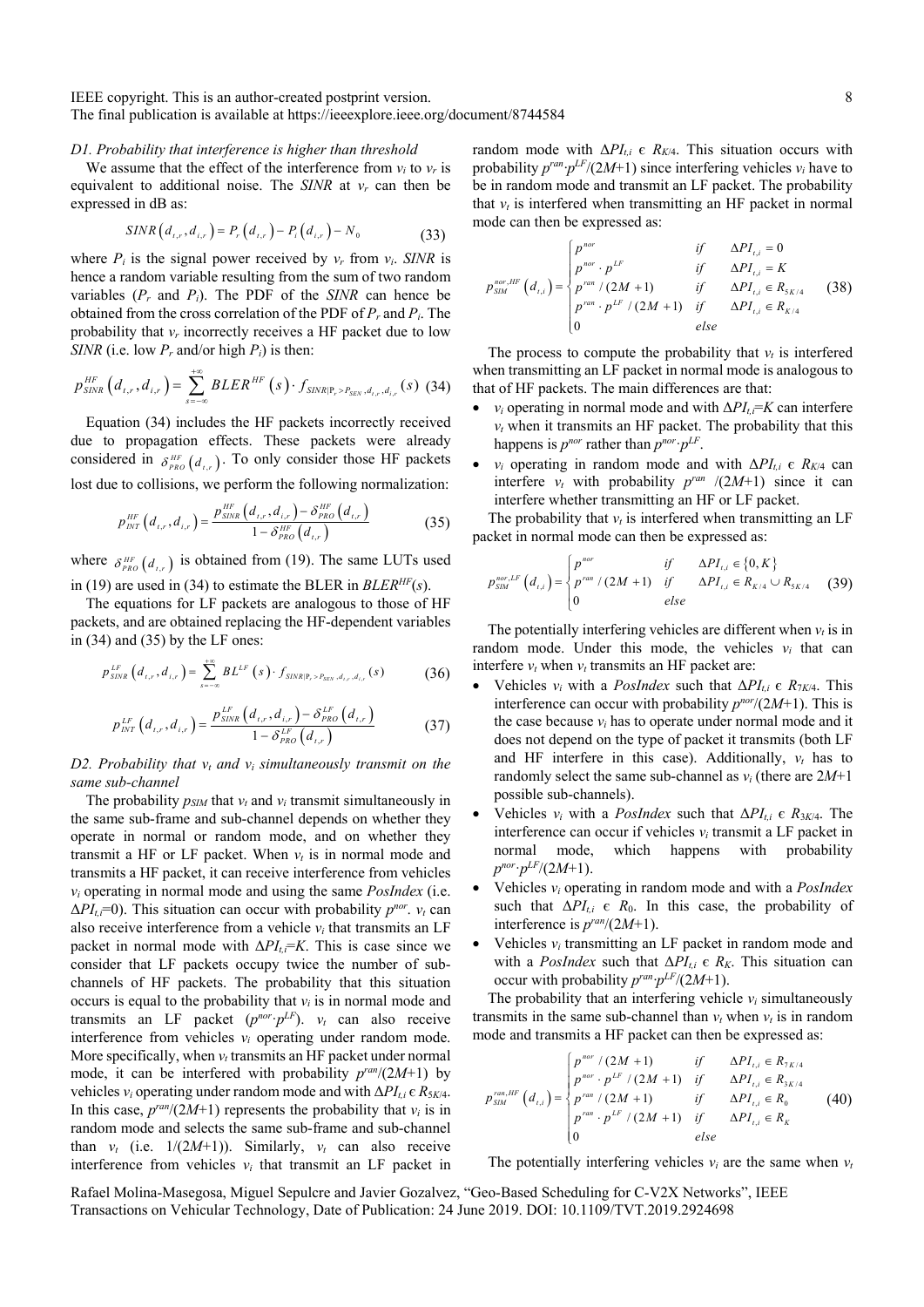### D1. Probability that interference is higher than threshold

We assume that the effect of the interference from $v_i$ to $v_r$ is equivalent to additional noise. The *SINR* at $v_r$ can then be expressed in dB as:

$$SINR\left(d_{t,r}, d_{i,r}\right) = P_r\left(d_{t,r}\right) - P_i\left(d_{i,r}\right) - N_0 \tag{33}$$

where $P_i$ is the signal power received by $v_r$ from $v_i$. *SINR* is hence a random variable resulting from the sum of two random variables ($P_r$ and $P_i$). The PDF of the *SINR* can hence be obtained from the cross correlation of the PDF of $P_r$ and $P_i$. The probability that $v_r$ incorrectly receives a HF packet due to low *SINR* (i.e. low $P_r$ and/or high $P_i$) is then:

$$p_{SINR}^{HF}\left(d_{t,r}, d_{i,r}\right) = \sum_{s=-\infty}^{+\infty} BLER^{HF}\left(s\right) \cdot f_{SINR|P_r > P_{SEN}, d_{t,r}, d_{i,r}}\left(s\right) \tag{34}$$

Equation (34) includes the HF packets incorrectly received due to propagation effects. These packets were already considered in $\delta_{PRO}^{HF}\left(d_{t,r}\right)$. To only consider those HF packets lost due to collisions, we perform the following normalization:

$$p_{INT}^{HF}\left(d_{t,r}, d_{i,r}\right) = \frac{p_{SINR}^{HF}\left(d_{t,r}, d_{i,r}\right) - \delta_{PRO}^{HF}\left(d_{t,r}\right)}{1 - \delta_{PRO}^{HF}\left(d_{t,r}\right)} \tag{35}$$

where $\delta_{PRO}^{HF}\left(d_{t,r}\right)$ is obtained from (19). The same LUTs used in (19) are used in (34) to estimate the BLER in $BLER^{HF}(s)$.

The equations for LF packets are analogous to those of HF packets, and are obtained replacing the HF-dependent variables in (34) and (35) by the LF ones:

$$p_{SINR}^{LF}\left(d_{t,r}, d_{i,r}\right) = \sum_{s=-\infty}^{+\infty} BL^{LF}\left(s\right) \cdot f_{SINR|P_r > P_{SEN}, d_{t,r}, d_{i,r}}\left(s\right) \tag{36}$$

$$p_{INT}^{LF}\left(d_{t,r}, d_{i,r}\right) = \frac{p_{SINR}^{LF}\left(d_{t,r}, d_{i,r}\right) - \delta_{PRO}^{LF}\left(d_{t,r}\right)}{1 - \delta_{PRO}^{LF}\left(d_{t,r}\right)} \tag{37}$$

### D2. Probability that $v_t$ and $v_i$ simultaneously transmit on the same sub-channel

The probability $p_{SIM}$ that $v_t$ and $v_i$ transmit simultaneously in the same sub-frame and sub-channel depends on whether they operate in normal or random mode, and on whether they transmit a HF or LF packet. When $v_t$ is in normal mode and transmits a HF packet, it can receive interference from vehicles $v_i$ operating in normal mode and using the same *PosIndex* (i.e. $\Delta PI_{t,i}=0$). This situation can occur with probability $p^{nor}$. $v_t$ can also receive interference from a vehicle $v_i$ that transmits an LF packet in normal mode with $\Delta PI_{t,i}=K$. This is case since we consider that LF packets occupy twice the number of sub-channels of HF packets. The probability that this situation occurs is equal to the probability that $v_i$ is in normal mode and transmits an LF packet ($p^{nor}\cdot p^{LF}$). $v_t$ can also receive interference from vehicles $v_i$ operating under random mode. More specifically, when $v_t$ transmits an HF packet under normal mode, it can be interfered with probability $p^{ran}/(2M+1)$ by vehicles $v_i$ operating under random mode and with $\Delta PI_{t,i} \in R_{5K/4}$. In this case, $p^{ran}/(2M+1)$ represents the probability that $v_i$ is in random mode and selects the same sub-frame and sub-channel than $v_t$ (i.e. $1/(2M+1)$). Similarly, $v_t$ can also receive interference from vehicles $v_i$ that transmit an LF packet in random mode with $\Delta PI_{t,i} \in R_{K/4}$. This situation occurs with probability $p^{ran}\cdot p^{LF}/(2M+1)$ since interfering vehicles $v_i$ have to be in random mode and transmit an LF packet. The probability that $v_t$ is interfered when transmitting an HF packet in normal mode can then be expressed as:

$$p_{SIM}^{nor,HF}\left(d_{t,i}\right) = \begin{cases} p^{nor} & if \quad \Delta PI_{t,i} = 0 \\ p^{nor}\cdot p^{LF} & if \quad \Delta PI_{t,i} = K \\ p^{ran}/(2M+1) & if \quad \Delta PI_{t,i} \in R_{5K/4} \\ p^{ran}\cdot p^{LF}/(2M+1) & if \quad \Delta PI_{t,i} \in R_{K/4} \\ 0 & else \end{cases} \tag{38}$$

The process to compute the probability that $v_t$ is interfered when transmitting an LF packet in normal mode is analogous to that of HF packets. The main differences are that:

- $v_i$ operating in normal mode and with $\Delta PI_{t,i}=K$ can interfere $v_t$ when it transmits an HF packet. The probability that this happens is $p^{nor}$ rather than $p^{nor}\cdot p^{LF}$.
- $v_i$ operating in random mode and with $\Delta PI_{t,i} \in R_{K/4}$ can interfere $v_t$ with probability $p^{ran}/(2M+1)$ since it can interfere whether transmitting an HF or LF packet.

The probability that $v_t$ is interfered when transmitting an LF packet in normal mode can then be expressed as:

$$p_{SIM}^{nor,LF}\left(d_{t,i}\right) = \begin{cases} p^{nor} & if \quad \Delta PI_{t,i} \in \{0, K\} \\ p^{ran}/(2M+1) & if \quad \Delta PI_{t,i} \in R_{K/4} \cup R_{5K/4} \\ 0 & else \end{cases} \tag{39}$$

The potentially interfering vehicles are different when $v_t$ is in random mode. Under this mode, the vehicles $v_i$ that can interfere $v_t$ when $v_t$ transmits an HF packet are:

- Vehicles $v_i$ with a *PosIndex* such that $\Delta PI_{t,i} \in R_{7K/4}$. This interference can occur with probability $p^{nor}/(2M+1)$. This is the case because $v_i$ has to operate under normal mode and it does not depend on the type of packet it transmits (both LF and HF interfere in this case). Additionally, $v_t$ has to randomly select the same sub-channel as $v_i$ (there are $2M+1$ possible sub-channels).
- Vehicles $v_i$ with a *PosIndex* such that $\Delta PI_{t,i} \in R_{3K/4}$. The interference can occur if vehicles $v_i$ transmit a LF packet in normal mode, which happens with probability $p^{nor}\cdot p^{LF}/(2M+1)$.
- Vehicles $v_i$ operating in random mode and with a *PosIndex* such that $\Delta PI_{t,i} \in R_0$. In this case, the probability of interference is $p^{ran}/(2M+1)$.
- Vehicles $v_i$ transmitting an LF packet in random mode and with a *PosIndex* such that $\Delta PI_{t,i} \in R_K$. This situation can occur with probability $p^{ran}\cdot p^{LF}/(2M+1)$.

The probability that an interfering vehicle $v_i$ simultaneously transmits in the same sub-channel than $v_t$ when $v_t$ is in random mode and transmits a HF packet can then be expressed as:

$$p_{SIM}^{ran,HF}\left(d_{t,i}\right) = \begin{cases} p^{nor}/(2M+1) & if \quad \Delta PI_{t,i} \in R_{7K/4} \\ p^{nor}\cdot p^{LF}/(2M+1) & if \quad \Delta PI_{t,i} \in R_{3K/4} \\ p^{ran}/(2M+1) & if \quad \Delta PI_{t,i} \in R_0 \\ p^{ran}\cdot p^{LF}/(2M+1) & if \quad \Delta PI_{t,i} \in R_K \\ 0 & else \end{cases} \tag{40}$$

The potentially interfering vehicles $v_i$ are the same when $v_t$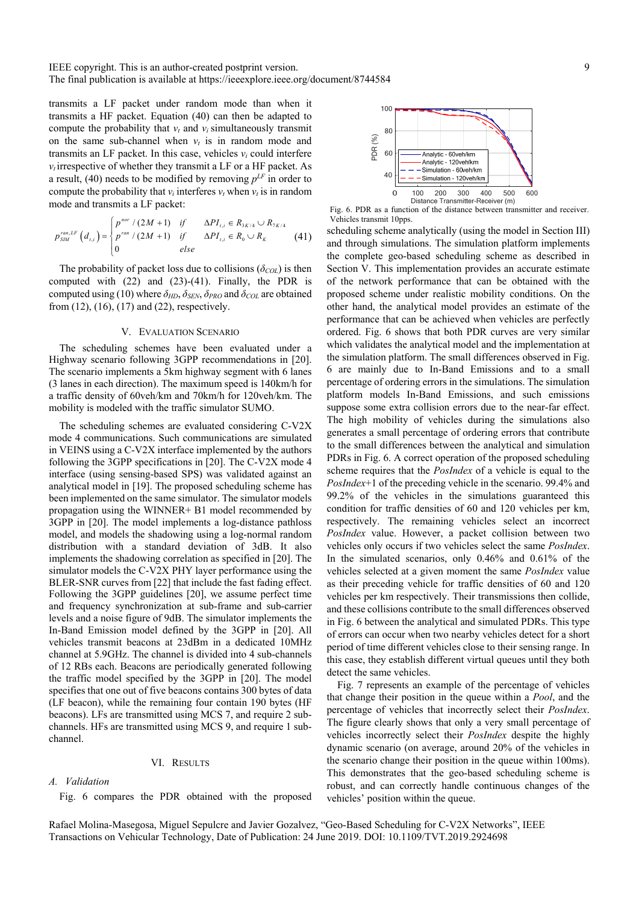transmits a LF packet under random mode than when it transmits a HF packet. Equation (40) can then be adapted to compute the probability that $v_t$ and $v_i$ simultaneously transmit on the same sub-channel when $v_t$ is in random mode and transmits an LF packet. In this case, vehicles $v_i$ could interfere $v_t$ irrespective of whether they transmit a LF or a HF packet. As a result, (40) needs to be modified by removing $p^{LF}$ in order to compute the probability that $v_i$ interferes $v_t$ when $v_t$ is in random mode and transmits a LF packet:

$$p_{SIM}^{ran,LF}\left(d_{t,i}\right)=\begin{cases} p^{nor}/(2M+1) & if \quad \Delta PI_{t,i}\in R_{3K/4}\cup R_{7K/4} \\ p^{ran}/(2M+1) & if \quad \Delta PI_{t,i}\in R_{0}\cup R_{K} \\ 0 & else \end{cases} \quad (41)$$

The probability of packet loss due to collisions ($\delta_{COL}$) is then computed with (22) and (23)-(41). Finally, the PDR is computed using (10) where $\delta_{HD}$, $\delta_{SEN}$, $\delta_{PRO}$ and $\delta_{COL}$ are obtained from (12), (16), (17) and (22), respectively.

## V. Evaluation Scenario

The scheduling schemes have been evaluated under a Highway scenario following 3GPP recommendations in [20]. The scenario implements a 5km highway segment with 6 lanes (3 lanes in each direction). The maximum speed is 140km/h for a traffic density of 60veh/km and 70km/h for 120veh/km. The mobility is modeled with the traffic simulator SUMO.

The scheduling schemes are evaluated considering C-V2X mode 4 communications. Such communications are simulated in VEINS using a C-V2X interface implemented by the authors following the 3GPP specifications in [20]. The C-V2X mode 4 interface (using sensing-based SPS) was validated against an analytical model in [19]. The proposed scheduling scheme has been implemented on the same simulator. The simulator models propagation using the WINNER+ B1 model recommended by 3GPP in [20]. The model implements a log-distance pathloss model, and models the shadowing using a log-normal random distribution with a standard deviation of 3dB. It also implements the shadowing correlation as specified in [20]. The simulator models the C-V2X PHY layer performance using the BLER-SNR curves from [22] that include the fast fading effect. Following the 3GPP guidelines [20], we assume perfect time and frequency synchronization at sub-frame and sub-carrier levels and a noise figure of 9dB. The simulator implements the In-Band Emission model defined by the 3GPP in [20]. All vehicles transmit beacons at 23dBm in a dedicated 10MHz channel at 5.9GHz. The channel is divided into 4 sub-channels of 12 RBs each. Beacons are periodically generated following the traffic model specified by the 3GPP in [20]. The model specifies that one out of five beacons contains 300 bytes of data (LF beacon), while the remaining four contain 190 bytes (HF beacons). LFs are transmitted using MCS 7, and require 2 sub-channels. HFs are transmitted using MCS 9, and require 1 sub-channel.

## VI. Results

### A. Validation

Fig. 6 compares the PDR obtained with the proposed scheduling scheme analytically (using the model in Section III) and through simulations. The simulation platform implements the complete geo-based scheduling scheme as described in Section V. This implementation provides an accurate estimate of the network performance that can be obtained with the proposed scheme under realistic mobility conditions. On the other hand, the analytical model provides an estimate of the performance that can be achieved when vehicles are perfectly ordered. Fig. 6 shows that both PDR curves are very similar which validates the analytical model and the implementation at the simulation platform. The small differences observed in Fig. 6 are mainly due to In-Band Emissions and to a small percentage of ordering errors in the simulations. The simulation platform models In-Band Emissions, and such emissions suppose some extra collision errors due to the near-far effect. The high mobility of vehicles during the simulations also generates a small percentage of ordering errors that contribute to the small differences between the analytical and simulation PDRs in Fig. 6. A correct operation of the proposed scheduling scheme requires that the *PosIndex* of a vehicle is equal to the *PosIndex*+1 of the preceding vehicle in the scenario. 99.4% and 99.2% of the vehicles in the simulations guaranteed this condition for traffic densities of 60 and 120 vehicles per km, respectively. The remaining vehicles select an incorrect *PosIndex* value. However, a packet collision between two vehicles only occurs if two vehicles select the same *PosIndex*. In the simulated scenarios, only 0.46% and 0.61% of the vehicles selected at a given moment the same *PosIndex* value as their preceding vehicle for traffic densities of 60 and 120 vehicles per km respectively. Their transmissions then collide, and these collisions contribute to the small differences observed in Fig. 6 between the analytical and simulated PDRs. This type of errors can occur when two nearby vehicles detect for a short period of time different vehicles close to their sensing range. In this case, they establish different virtual queues until they both detect the same vehicles.

Fig. 6. PDR as a function of the distance between transmitter and receiver. Vehicles transmit 10pps.

Fig. 7 represents an example of the percentage of vehicles that change their position in the queue within a *Pool*, and the percentage of vehicles that incorrectly select their *PosIndex*. The figure clearly shows that only a very small percentage of vehicles incorrectly select their *PosIndex* despite the highly dynamic scenario (on average, around 20% of the vehicles in the scenario change their position in the queue within 100ms). This demonstrates that the geo-based scheduling scheme is robust, and can correctly handle continuous changes of the vehicles' position within the queue.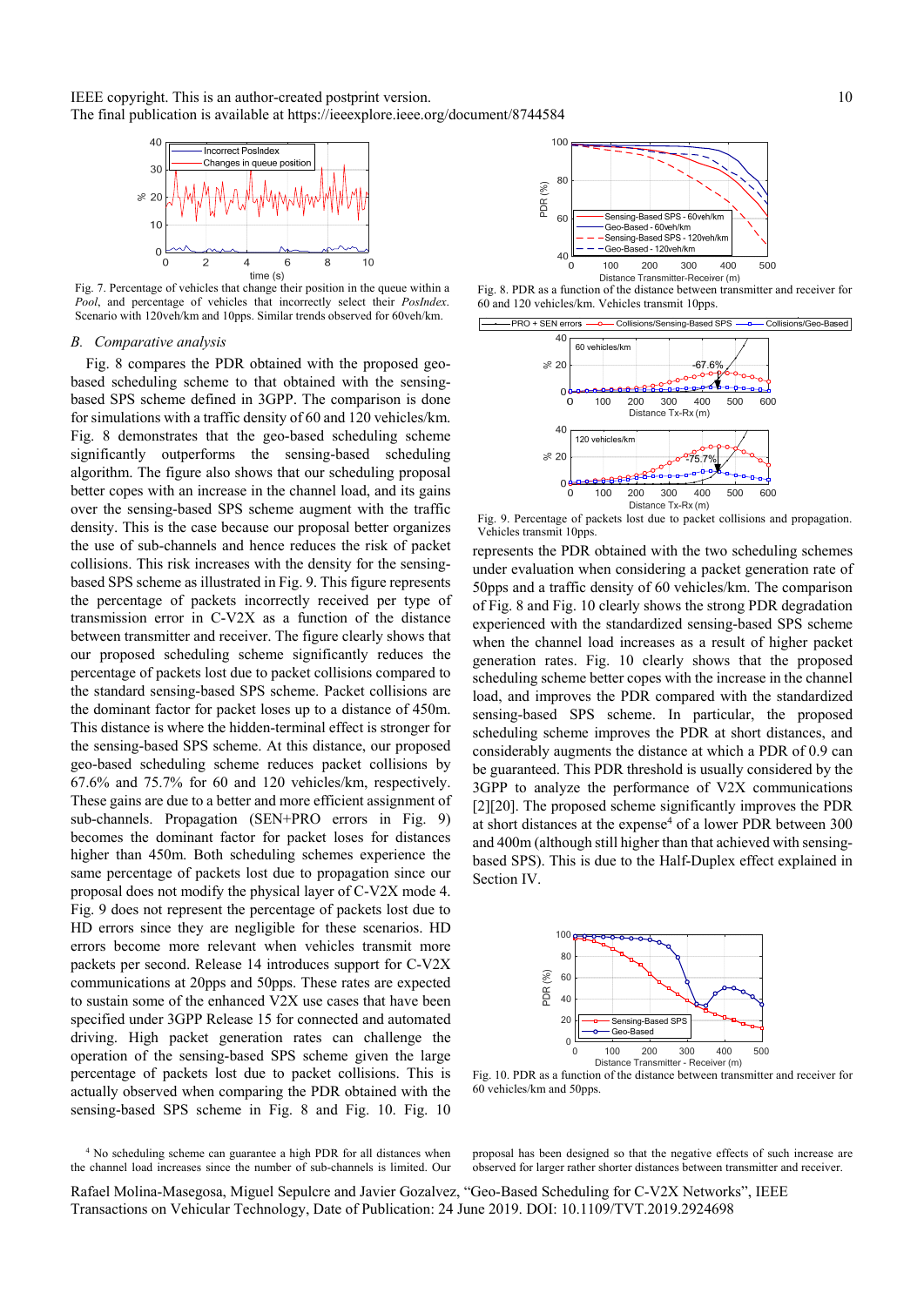Fig. 7. Percentage of vehicles that change their position in the queue within a *Pool*, and percentage of vehicles that incorrectly select their *PosIndex*. Scenario with 120veh/km and 10pps. Similar trends observed for 60veh/km.

### *B. Comparative analysis*

Fig. 8 compares the PDR obtained with the proposed geo-based scheduling scheme to that obtained with the sensing-based SPS scheme defined in 3GPP. The comparison is done for simulations with a traffic density of 60 and 120 vehicles/km. Fig. 8 demonstrates that the geo-based scheduling scheme significantly outperforms the sensing-based scheduling algorithm. The figure also shows that our scheduling proposal better copes with an increase in the channel load, and its gains over the sensing-based SPS scheme augment with the traffic density. This is the case because our proposal better organizes the use of sub-channels and hence reduces the risk of packet collisions. This risk increases with the density for the sensing-based SPS scheme as illustrated in Fig. 9. This figure represents the percentage of packets incorrectly received per type of transmission error in C-V2X as a function of the distance between transmitter and receiver. The figure clearly shows that our proposed scheduling scheme significantly reduces the percentage of packets lost due to packet collisions compared to the standard sensing-based SPS scheme. Packet collisions are the dominant factor for packet loses up to a distance of 450m. This distance is where the hidden-terminal effect is stronger for the sensing-based SPS scheme. At this distance, our proposed geo-based scheduling scheme reduces packet collisions by 67.6% and 75.7% for 60 and 120 vehicles/km, respectively. These gains are due to a better and more efficient assignment of sub-channels. Propagation (SEN+PRO errors in Fig. 9) becomes the dominant factor for packet loses for distances higher than 450m. Both scheduling schemes experience the same percentage of packets lost due to propagation since our proposal does not modify the physical layer of C-V2X mode 4. Fig. 9 does not represent the percentage of packets lost due to HD errors since they are negligible for these scenarios. HD errors become more relevant when vehicles transmit more packets per second. Release 14 introduces support for C-V2X communications at 20pps and 50pps. These rates are expected to sustain some of the enhanced V2X use cases that have been specified under 3GPP Release 15 for connected and automated driving. High packet generation rates can challenge the operation of the sensing-based SPS scheme given the large percentage of packets lost due to packet collisions. This is actually observed when comparing the PDR obtained with the sensing-based SPS scheme in Fig. 8 and Fig. 10. Fig. 10 represents the PDR obtained with the two scheduling schemes under evaluation when considering a packet generation rate of 50pps and a traffic density of 60 vehicles/km. The comparison of Fig. 8 and Fig. 10 clearly shows the strong PDR degradation experienced with the standardized sensing-based SPS scheme when the channel load increases as a result of higher packet generation rates. Fig. 10 clearly shows that the proposed scheduling scheme better copes with the increase in the channel load, and improves the PDR compared with the standardized sensing-based SPS scheme. In particular, the proposed scheduling scheme improves the PDR at short distances, and considerably augments the distance at which a PDR of 0.9 can be guaranteed. This PDR threshold is usually considered by the 3GPP to analyze the performance of V2X communications [2][20]. The proposed scheme significantly improves the PDR at short distances at the expense[4] of a lower PDR between 300 and 400m (although still higher than that achieved with sensing-based SPS). This is due to the Half-Duplex effect explained in Section IV.

Fig. 8. PDR as a function of the distance between transmitter and receiver for 60 and 120 vehicles/km. Vehicles transmit 10pps.

Fig. 9. Percentage of packets lost due to packet collisions and propagation. Vehicles transmit 10pps.

Fig. 10. PDR as a function of the distance between transmitter and receiver for 60 vehicles/km and 50pps.

[4] No scheduling scheme can guarantee a high PDR for all distances when the channel load increases since the number of sub-channels is limited. Our proposal has been designed so that the negative effects of such increase are observed for larger rather shorter distances between transmitter and receiver.

Rafael Molina-Masegosa, Miguel Sepulcre and Javier Gozalvez, "Geo-Based Scheduling for C-V2X Networks", IEEE Transactions on Vehicular Technology, Date of Publication: 24 June 2019. DOI: 10.1109/TVT.2019.2924698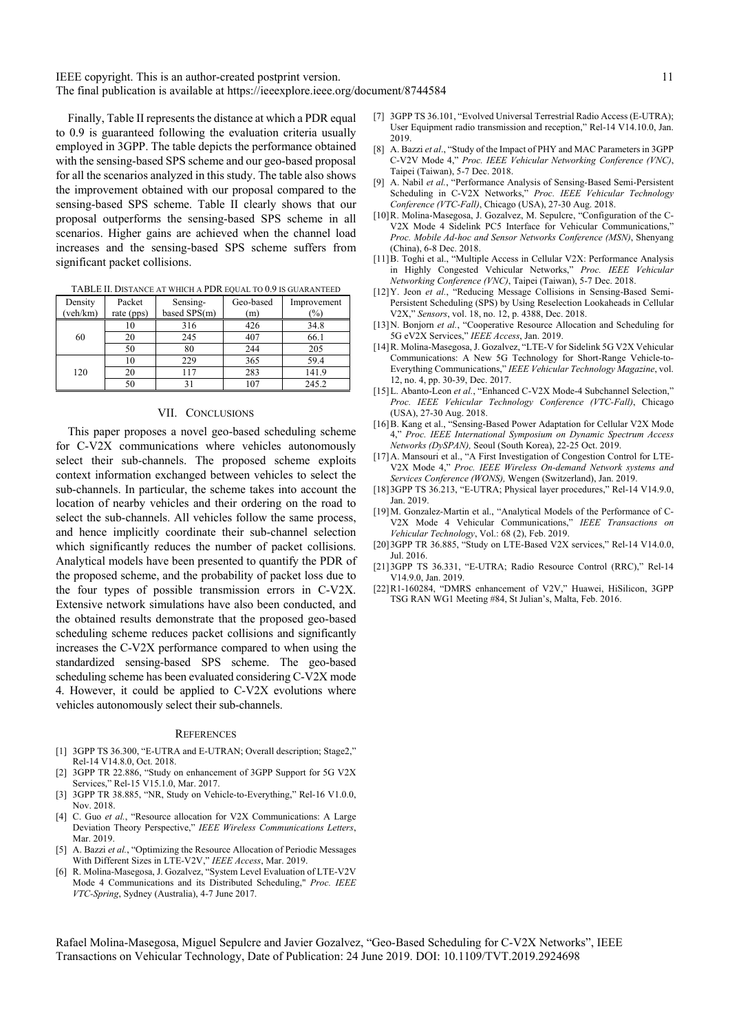Finally, Table II represents the distance at which a PDR equal to 0.9 is guaranteed following the evaluation criteria usually employed in 3GPP. The table depicts the performance obtained with the sensing-based SPS scheme and our geo-based proposal for all the scenarios analyzed in this study. The table also shows the improvement obtained with our proposal compared to the sensing-based SPS scheme. Table II clearly shows that our proposal outperforms the sensing-based SPS scheme in all scenarios. Higher gains are achieved when the channel load increases and the sensing-based SPS scheme suffers from significant packet collisions.

TABLE II. DISTANCE AT WHICH A PDR EQUAL TO 0.9 IS GUARANTEED

| Density (veh/km) | Packet rate (pps) | Sensing-based SPS(m) | Geo-based (m) | Improvement (%) |
|---|---|---|---|---|
| 60 | 10 | 316 | 426 | 34.8 |
| | 20 | 245 | 407 | 66.1 |
| | 50 | 80 | 244 | 205 |
| 120 | 10 | 229 | 365 | 59.4 |
| | 20 | 117 | 283 | 141.9 |
| | 50 | 31 | 107 | 245.2 |

## VII. CONCLUSIONS

This paper proposes a novel geo-based scheduling scheme for C-V2X communications where vehicles autonomously select their sub-channels. The proposed scheme exploits context information exchanged between vehicles to select the sub-channels. In particular, the scheme takes into account the location of nearby vehicles and their ordering on the road to select the sub-channels. All vehicles follow the same process, and hence implicitly coordinate their sub-channel selection which significantly reduces the number of packet collisions. Analytical models have been presented to quantify the PDR of the proposed scheme, and the probability of packet loss due to the four types of possible transmission errors in C-V2X. Extensive network simulations have also been conducted, and the obtained results demonstrate that the proposed geo-based scheduling scheme reduces packet collisions and significantly increases the C-V2X performance compared to when using the standardized sensing-based SPS scheme. The geo-based scheduling scheme has been evaluated considering C-V2X mode 4. However, it could be applied to C-V2X evolutions where vehicles autonomously select their sub-channels.

## REFERENCES

[1] 3GPP TS 36.300, "E-UTRA and E-UTRAN; Overall description; Stage2," Rel-14 V14.8.0, Oct. 2018.

[2] 3GPP TR 22.886, "Study on enhancement of 3GPP Support for 5G V2X Services," Rel-15 V15.1.0, Mar. 2017.

[3] 3GPP TR 38.885, "NR, Study on Vehicle-to-Everything," Rel-16 V1.0.0, Nov. 2018.

[4] C. Guo *et al.*, "Resource allocation for V2X Communications: A Large Deviation Theory Perspective," *IEEE Wireless Communications Letters*, Mar. 2019.

[5] A. Bazzi *et al.*, "Optimizing the Resource Allocation of Periodic Messages With Different Sizes in LTE-V2V," *IEEE Access*, Mar. 2019.

[6] R. Molina-Masegosa, J. Gozalvez, "System Level Evaluation of LTE-V2V Mode 4 Communications and its Distributed Scheduling," *Proc. IEEE VTC-Spring*, Sydney (Australia), 4-7 June 2017.

[7] 3GPP TS 36.101, "Evolved Universal Terrestrial Radio Access (E-UTRA); User Equipment radio transmission and reception," Rel-14 V14.10.0, Jan. 2019.

[8] A. Bazzi *et al*., "Study of the Impact of PHY and MAC Parameters in 3GPP C-V2V Mode 4," *Proc. IEEE Vehicular Networking Conference (VNC)*, Taipei (Taiwan), 5-7 Dec. 2018.

[9] A. Nabil *et al.*, "Performance Analysis of Sensing-Based Semi-Persistent Scheduling in C-V2X Networks," *Proc. IEEE Vehicular Technology Conference (VTC-Fall)*, Chicago (USA), 27-30 Aug. 2018.

[10] R. Molina-Masegosa, J. Gozalvez, M. Sepulcre, "Configuration of the C-V2X Mode 4 Sidelink PC5 Interface for Vehicular Communications," *Proc. Mobile Ad-hoc and Sensor Networks Conference (MSN)*, Shenyang (China), 6-8 Dec. 2018.

[11] B. Toghi et al., "Multiple Access in Cellular V2X: Performance Analysis in Highly Congested Vehicular Networks," *Proc. IEEE Vehicular Networking Conference (VNC)*, Taipei (Taiwan), 5-7 Dec. 2018.

[12] Y. Jeon *et al.*, "Reducing Message Collisions in Sensing-Based Semi-Persistent Scheduling (SPS) by Using Reselection Lookaheads in Cellular V2X," *Sensors*, vol. 18, no. 12, p. 4388, Dec. 2018.

[13] N. Bonjorn *et al.*, "Cooperative Resource Allocation and Scheduling for 5G eV2X Services," *IEEE Access*, Jan. 2019.

[14] R. Molina-Masegosa, J. Gozalvez, "LTE-V for Sidelink 5G V2X Vehicular Communications: A New 5G Technology for Short-Range Vehicle-to-Everything Communications," *IEEE Vehicular Technology Magazine*, vol. 12, no. 4, pp. 30-39, Dec. 2017.

[15] L. Abanto-Leon *et al.*, "Enhanced C-V2X Mode-4 Subchannel Selection," *Proc. IEEE Vehicular Technology Conference (VTC-Fall)*, Chicago (USA), 27-30 Aug. 2018.

[16] B. Kang et al., "Sensing-Based Power Adaptation for Cellular V2X Mode 4," *Proc. IEEE International Symposium on Dynamic Spectrum Access Networks (DySPAN),* Seoul (South Korea), 22-25 Oct. 2019.

[17] A. Mansouri et al., "A First Investigation of Congestion Control for LTE-V2X Mode 4," *Proc. IEEE Wireless On-demand Network systems and Services Conference (WONS),* Wengen (Switzerland), Jan. 2019.

[18] 3GPP TS 36.213, "E-UTRA; Physical layer procedures," Rel-14 V14.9.0, Jan. 2019.

[19] M. Gonzalez-Martin et al., "Analytical Models of the Performance of C-V2X Mode 4 Vehicular Communications," *IEEE Transactions on Vehicular Technology*, Vol.: 68 (2), Feb. 2019.

[20] 3GPP TR 36.885, "Study on LTE-Based V2X services," Rel-14 V14.0.0, Jul. 2016.

[21] 3GPP TS 36.331, "E-UTRA; Radio Resource Control (RRC)," Rel-14 V14.9.0, Jan. 2019.

[22] R1-160284, "DMRS enhancement of V2V," Huawei, HiSilicon, 3GPP TSG RAN WG1 Meeting #84, St Julian's, Malta, Feb. 2016.